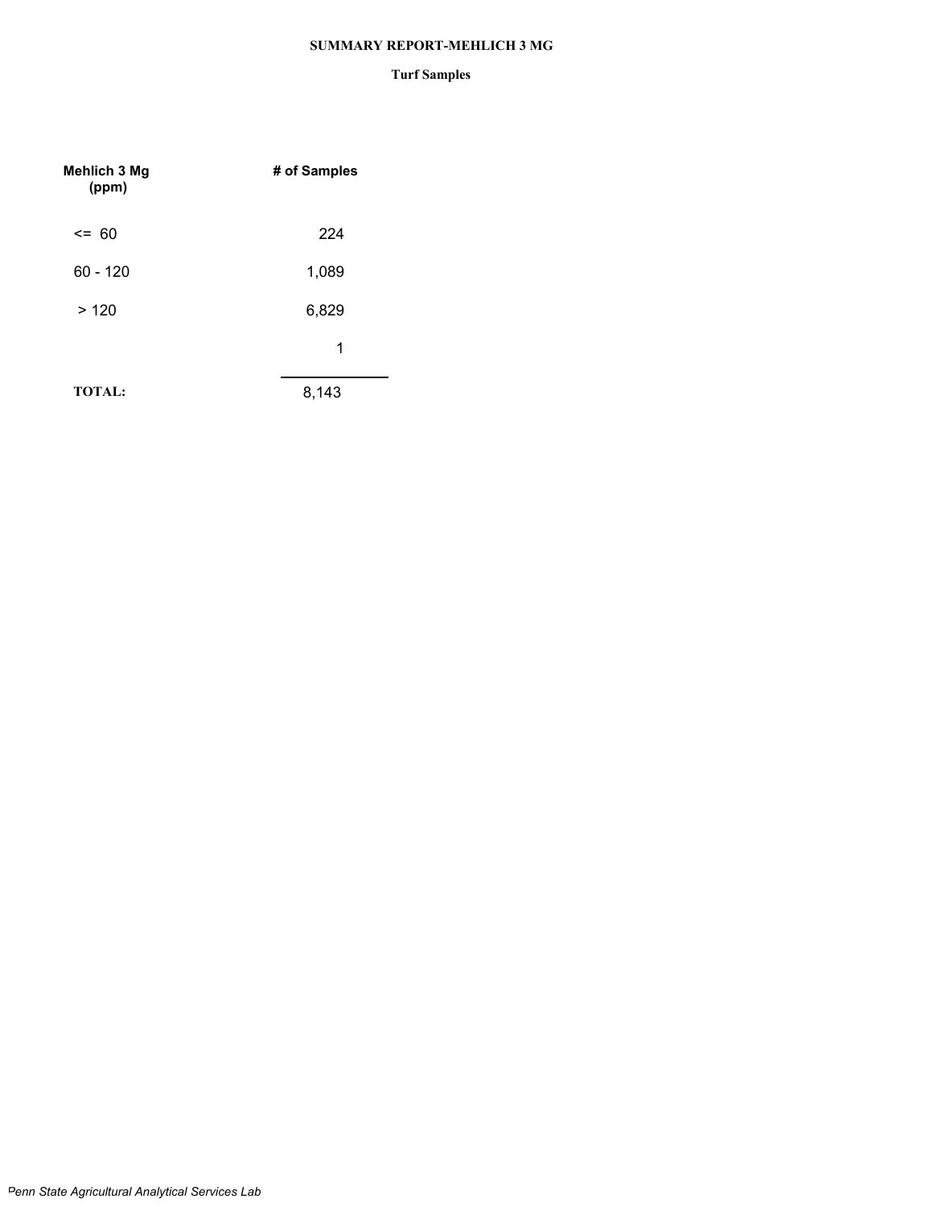# SUMMARY REPORT-MEHLICH 3 MG

## Turf Samples

| Mehlich 3 Mg (ppm) | # of Samples |
|---|---|
| <= 60 | 224 |
| 60 - 120 | 1,089 |
| > 120 | 6,829 |
| | 1 |
| **TOTAL:** | 8,143 |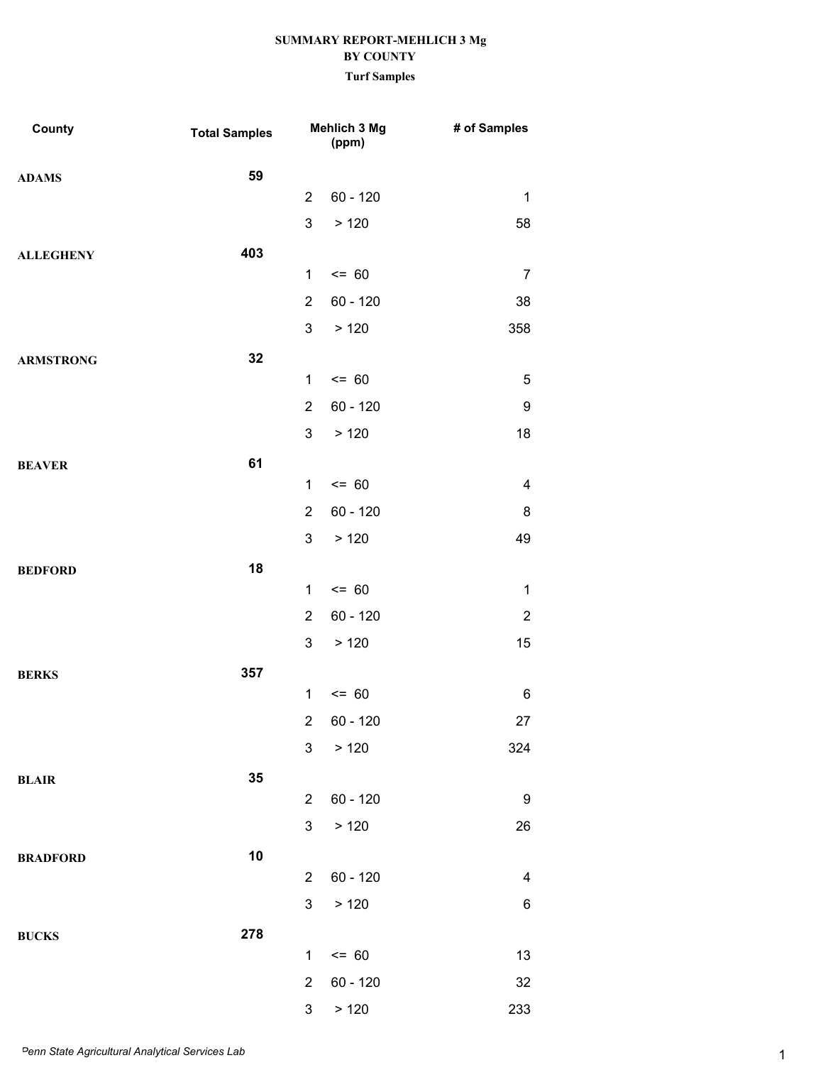**SUMMARY REPORT-MEHLICH 3 Mg**
**BY COUNTY**
**Turf Samples**

| County | Total Samples | Mehlich 3 Mg (ppm) | | # of Samples |
|---|---|---|---|---|
| ADAMS | 59 | | | |
| | | 2 | 60 - 120 | 1 |
| | | 3 | > 120 | 58 |
| ALLEGHENY | 403 | | | |
| | | 1 | <= 60 | 7 |
| | | 2 | 60 - 120 | 38 |
| | | 3 | > 120 | 358 |
| ARMSTRONG | 32 | | | |
| | | 1 | <= 60 | 5 |
| | | 2 | 60 - 120 | 9 |
| | | 3 | > 120 | 18 |
| BEAVER | 61 | | | |
| | | 1 | <= 60 | 4 |
| | | 2 | 60 - 120 | 8 |
| | | 3 | > 120 | 49 |
| BEDFORD | 18 | | | |
| | | 1 | <= 60 | 1 |
| | | 2 | 60 - 120 | 2 |
| | | 3 | > 120 | 15 |
| BERKS | 357 | | | |
| | | 1 | <= 60 | 6 |
| | | 2 | 60 - 120 | 27 |
| | | 3 | > 120 | 324 |
| BLAIR | 35 | | | |
| | | 2 | 60 - 120 | 9 |
| | | 3 | > 120 | 26 |
| BRADFORD | 10 | | | |
| | | 2 | 60 - 120 | 4 |
| | | 3 | > 120 | 6 |
| BUCKS | 278 | | | |
| | | 1 | <= 60 | 13 |
| | | 2 | 60 - 120 | 32 |
| | | 3 | > 120 | 233 |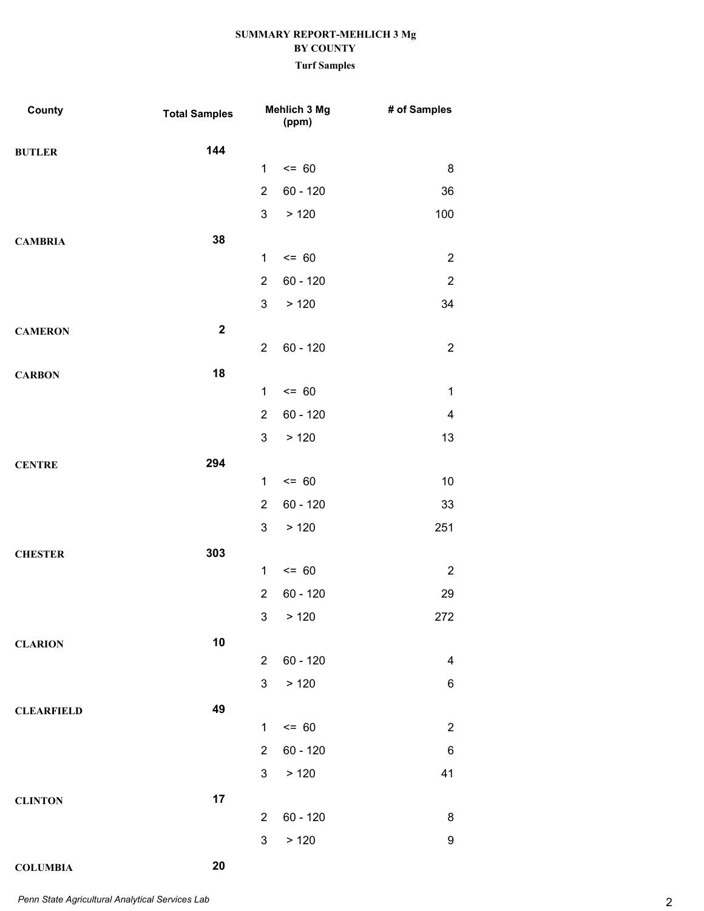**SUMMARY REPORT-MEHLICH 3 Mg**
**BY COUNTY**
**Turf Samples**

| County | Total Samples | Mehlich 3 Mg (ppm) | | # of Samples |
|---|---|---|---|---|
| **BUTLER** | **144** | | | |
| | | 1 | <= 60 | 8 |
| | | 2 | 60 - 120 | 36 |
| | | 3 | > 120 | 100 |
| **CAMBRIA** | **38** | | | |
| | | 1 | <= 60 | 2 |
| | | 2 | 60 - 120 | 2 |
| | | 3 | > 120 | 34 |
| **CAMERON** | **2** | | | |
| | | 2 | 60 - 120 | 2 |
| **CARBON** | **18** | | | |
| | | 1 | <= 60 | 1 |
| | | 2 | 60 - 120 | 4 |
| | | 3 | > 120 | 13 |
| **CENTRE** | **294** | | | |
| | | 1 | <= 60 | 10 |
| | | 2 | 60 - 120 | 33 |
| | | 3 | > 120 | 251 |
| **CHESTER** | **303** | | | |
| | | 1 | <= 60 | 2 |
| | | 2 | 60 - 120 | 29 |
| | | 3 | > 120 | 272 |
| **CLARION** | **10** | | | |
| | | 2 | 60 - 120 | 4 |
| | | 3 | > 120 | 6 |
| **CLEARFIELD** | **49** | | | |
| | | 1 | <= 60 | 2 |
| | | 2 | 60 - 120 | 6 |
| | | 3 | > 120 | 41 |
| **CLINTON** | **17** | | | |
| | | 2 | 60 - 120 | 8 |
| | | 3 | > 120 | 9 |
| **COLUMBIA** | **20** | | | |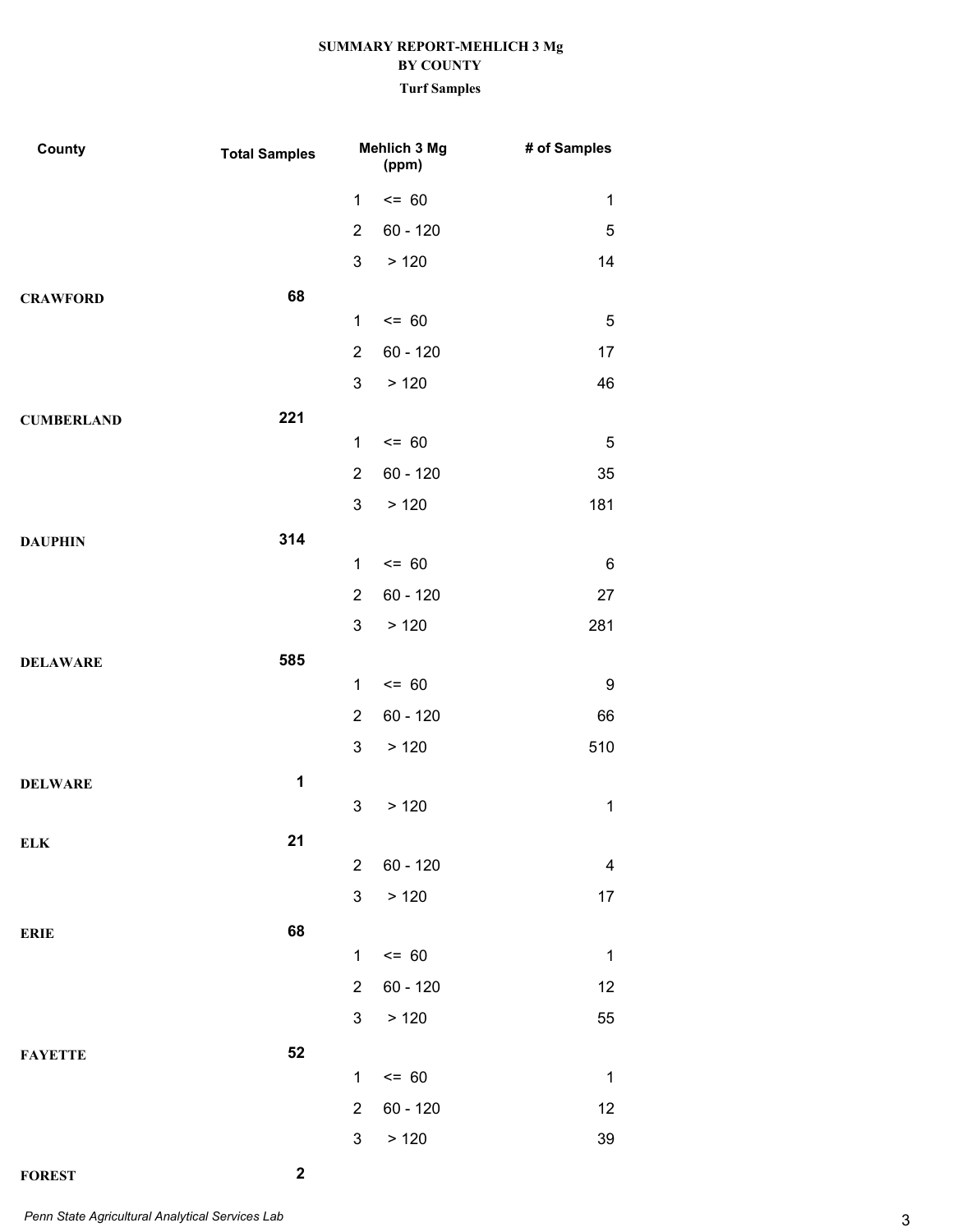**SUMMARY REPORT-MEHLICH 3 Mg**
**BY COUNTY**
**Turf Samples**

| County | Total Samples | Mehlich 3 Mg (ppm) | | # of Samples |
|---|---|---|---|---|
| | | 1 | <= 60 | 1 |
| | | 2 | 60 - 120 | 5 |
| | | 3 | > 120 | 14 |
| **CRAWFORD** | **68** | | | |
| | | 1 | <= 60 | 5 |
| | | 2 | 60 - 120 | 17 |
| | | 3 | > 120 | 46 |
| **CUMBERLAND** | **221** | | | |
| | | 1 | <= 60 | 5 |
| | | 2 | 60 - 120 | 35 |
| | | 3 | > 120 | 181 |
| **DAUPHIN** | **314** | | | |
| | | 1 | <= 60 | 6 |
| | | 2 | 60 - 120 | 27 |
| | | 3 | > 120 | 281 |
| **DELAWARE** | **585** | | | |
| | | 1 | <= 60 | 9 |
| | | 2 | 60 - 120 | 66 |
| | | 3 | > 120 | 510 |
| **DELWARE** | **1** | | | |
| | | 3 | > 120 | 1 |
| **ELK** | **21** | | | |
| | | 2 | 60 - 120 | 4 |
| | | 3 | > 120 | 17 |
| **ERIE** | **68** | | | |
| | | 1 | <= 60 | 1 |
| | | 2 | 60 - 120 | 12 |
| | | 3 | > 120 | 55 |
| **FAYETTE** | **52** | | | |
| | | 1 | <= 60 | 1 |
| | | 2 | 60 - 120 | 12 |
| | | 3 | > 120 | 39 |
| **FOREST** | **2** | | | |

*Penn State Agricultural Analytical Services Lab*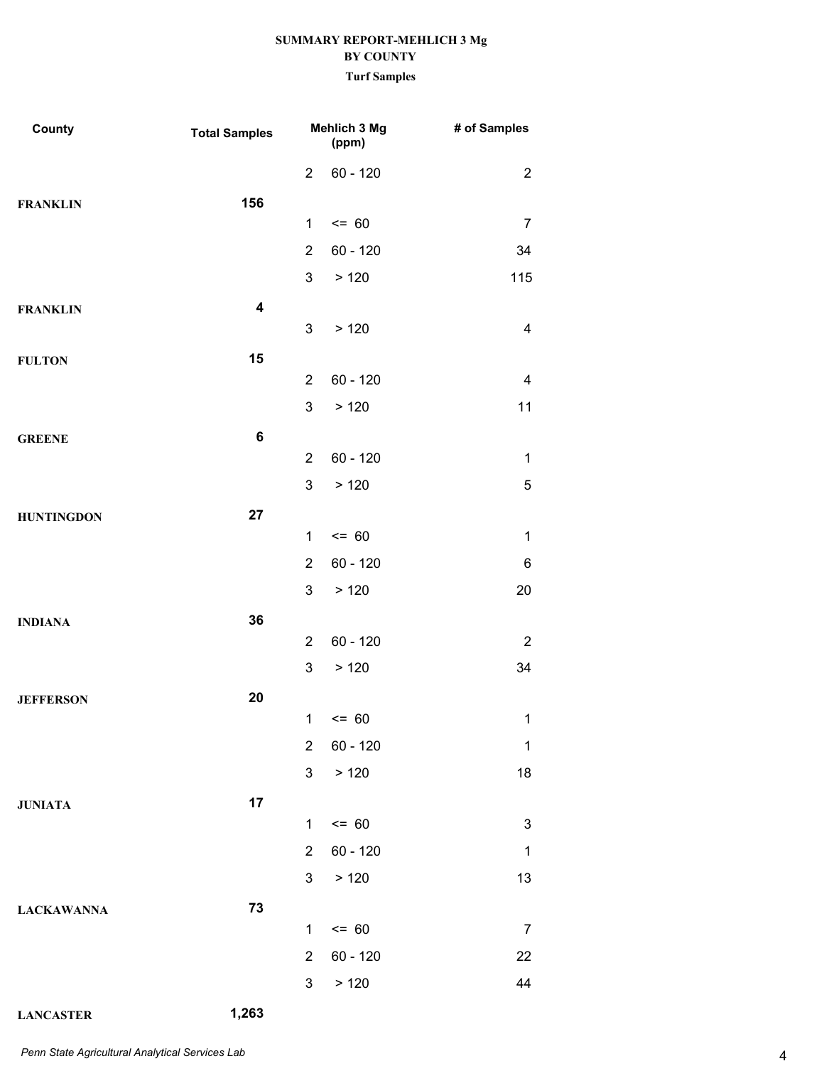**SUMMARY REPORT-MEHLICH 3 Mg**
**BY COUNTY**
**Turf Samples**

| County | Total Samples | | Mehlich 3 Mg (ppm) | # of Samples |
|---|---|---|---|---|
| | | 2 | 60 - 120 | 2 |
| **FRANKLIN** | **156** | | | |
| | | 1 | <= 60 | 7 |
| | | 2 | 60 - 120 | 34 |
| | | 3 | > 120 | 115 |
| **FRANKLIN** | **4** | | | |
| | | 3 | > 120 | 4 |
| **FULTON** | **15** | | | |
| | | 2 | 60 - 120 | 4 |
| | | 3 | > 120 | 11 |
| **GREENE** | **6** | | | |
| | | 2 | 60 - 120 | 1 |
| | | 3 | > 120 | 5 |
| **HUNTINGDON** | **27** | | | |
| | | 1 | <= 60 | 1 |
| | | 2 | 60 - 120 | 6 |
| | | 3 | > 120 | 20 |
| **INDIANA** | **36** | | | |
| | | 2 | 60 - 120 | 2 |
| | | 3 | > 120 | 34 |
| **JEFFERSON** | **20** | | | |
| | | 1 | <= 60 | 1 |
| | | 2 | 60 - 120 | 1 |
| | | 3 | > 120 | 18 |
| **JUNIATA** | **17** | | | |
| | | 1 | <= 60 | 3 |
| | | 2 | 60 - 120 | 1 |
| | | 3 | > 120 | 13 |
| **LACKAWANNA** | **73** | | | |
| | | 1 | <= 60 | 7 |
| | | 2 | 60 - 120 | 22 |
| | | 3 | > 120 | 44 |
| **LANCASTER** | **1,263** | | | |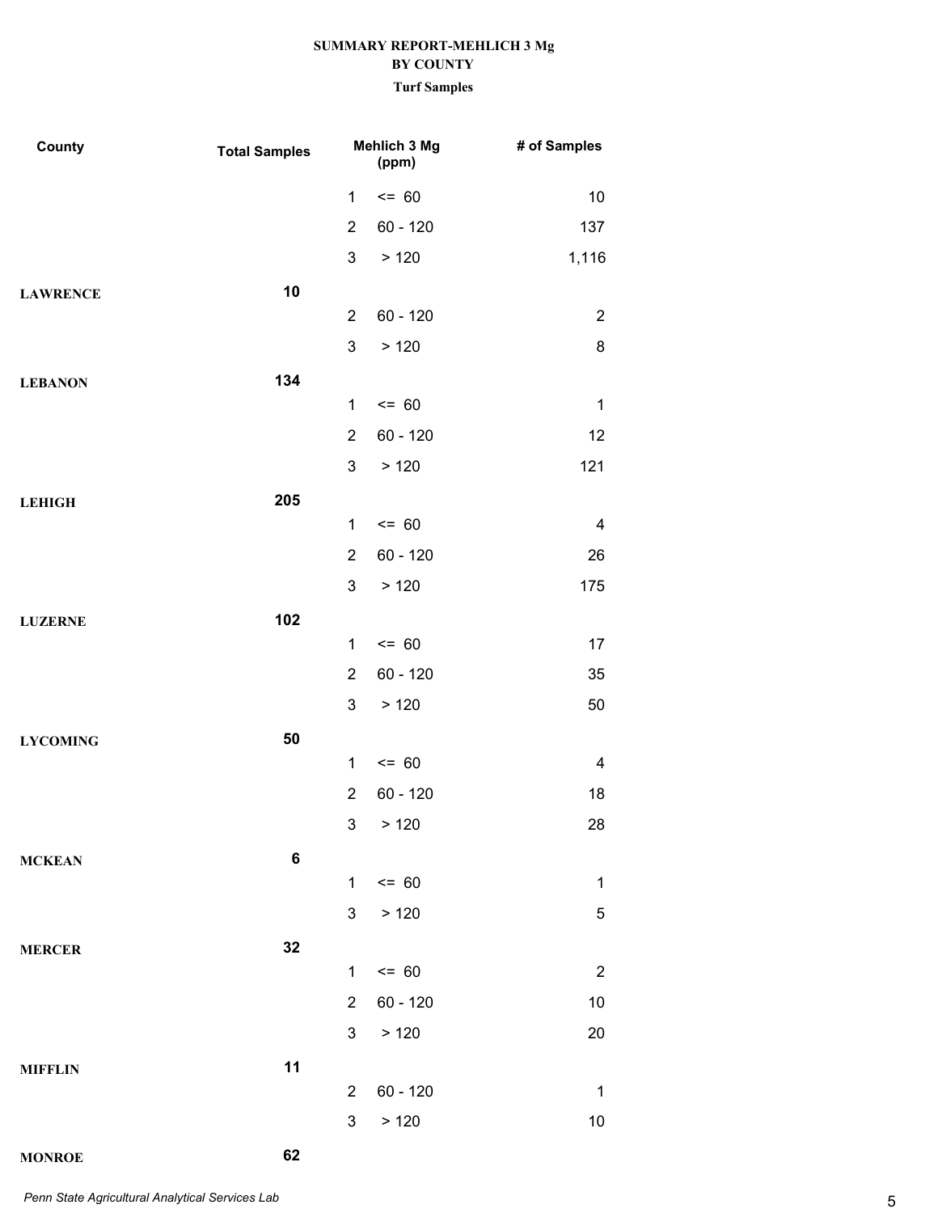**SUMMARY REPORT-MEHLICH 3 Mg**
**BY COUNTY**
**Turf Samples**

| County | Total Samples | Mehlich 3 Mg (ppm) | | # of Samples |
|---|---|---|---|---|
| | | 1 | <= 60 | 10 |
| | | 2 | 60 - 120 | 137 |
| | | 3 | > 120 | 1,116 |
| **LAWRENCE** | **10** | | | |
| | | 2 | 60 - 120 | 2 |
| | | 3 | > 120 | 8 |
| **LEBANON** | **134** | | | |
| | | 1 | <= 60 | 1 |
| | | 2 | 60 - 120 | 12 |
| | | 3 | > 120 | 121 |
| **LEHIGH** | **205** | | | |
| | | 1 | <= 60 | 4 |
| | | 2 | 60 - 120 | 26 |
| | | 3 | > 120 | 175 |
| **LUZERNE** | **102** | | | |
| | | 1 | <= 60 | 17 |
| | | 2 | 60 - 120 | 35 |
| | | 3 | > 120 | 50 |
| **LYCOMING** | **50** | | | |
| | | 1 | <= 60 | 4 |
| | | 2 | 60 - 120 | 18 |
| | | 3 | > 120 | 28 |
| **MCKEAN** | **6** | | | |
| | | 1 | <= 60 | 1 |
| | | 3 | > 120 | 5 |
| **MERCER** | **32** | | | |
| | | 1 | <= 60 | 2 |
| | | 2 | 60 - 120 | 10 |
| | | 3 | > 120 | 20 |
| **MIFFLIN** | **11** | | | |
| | | 2 | 60 - 120 | 1 |
| | | 3 | > 120 | 10 |
| **MONROE** | **62** | | | |

*Penn State Agricultural Analytical Services Lab*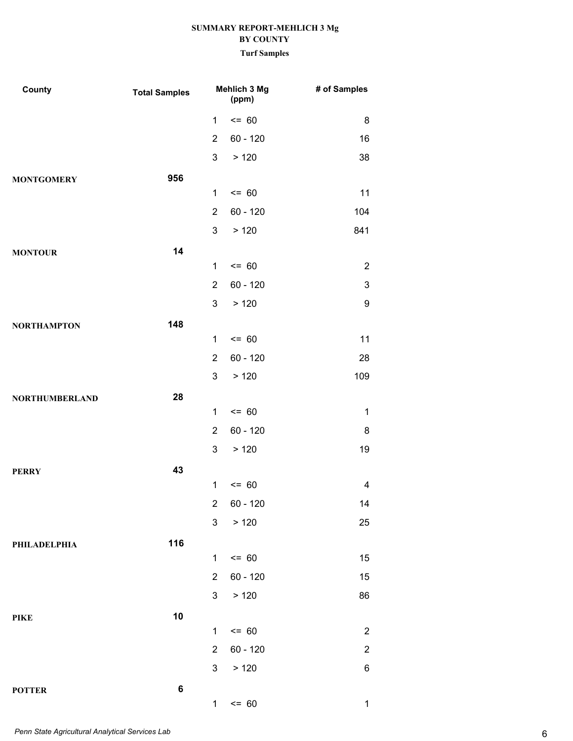**SUMMARY REPORT-MEHLICH 3 Mg**
**BY COUNTY**
**Turf Samples**

| County | Total Samples | Mehlich 3 Mg (ppm) | | # of Samples |
|---|---|---|---|---|
| | | 1 | <= 60 | 8 |
| | | 2 | 60 - 120 | 16 |
| | | 3 | > 120 | 38 |
| **MONTGOMERY** | **956** | | | |
| | | 1 | <= 60 | 11 |
| | | 2 | 60 - 120 | 104 |
| | | 3 | > 120 | 841 |
| **MONTOUR** | **14** | | | |
| | | 1 | <= 60 | 2 |
| | | 2 | 60 - 120 | 3 |
| | | 3 | > 120 | 9 |
| **NORTHAMPTON** | **148** | | | |
| | | 1 | <= 60 | 11 |
| | | 2 | 60 - 120 | 28 |
| | | 3 | > 120 | 109 |
| **NORTHUMBERLAND** | **28** | | | |
| | | 1 | <= 60 | 1 |
| | | 2 | 60 - 120 | 8 |
| | | 3 | > 120 | 19 |
| **PERRY** | **43** | | | |
| | | 1 | <= 60 | 4 |
| | | 2 | 60 - 120 | 14 |
| | | 3 | > 120 | 25 |
| **PHILADELPHIA** | **116** | | | |
| | | 1 | <= 60 | 15 |
| | | 2 | 60 - 120 | 15 |
| | | 3 | > 120 | 86 |
| **PIKE** | **10** | | | |
| | | 1 | <= 60 | 2 |
| | | 2 | 60 - 120 | 2 |
| | | 3 | > 120 | 6 |
| **POTTER** | **6** | | | |
| | | 1 | <= 60 | 1 |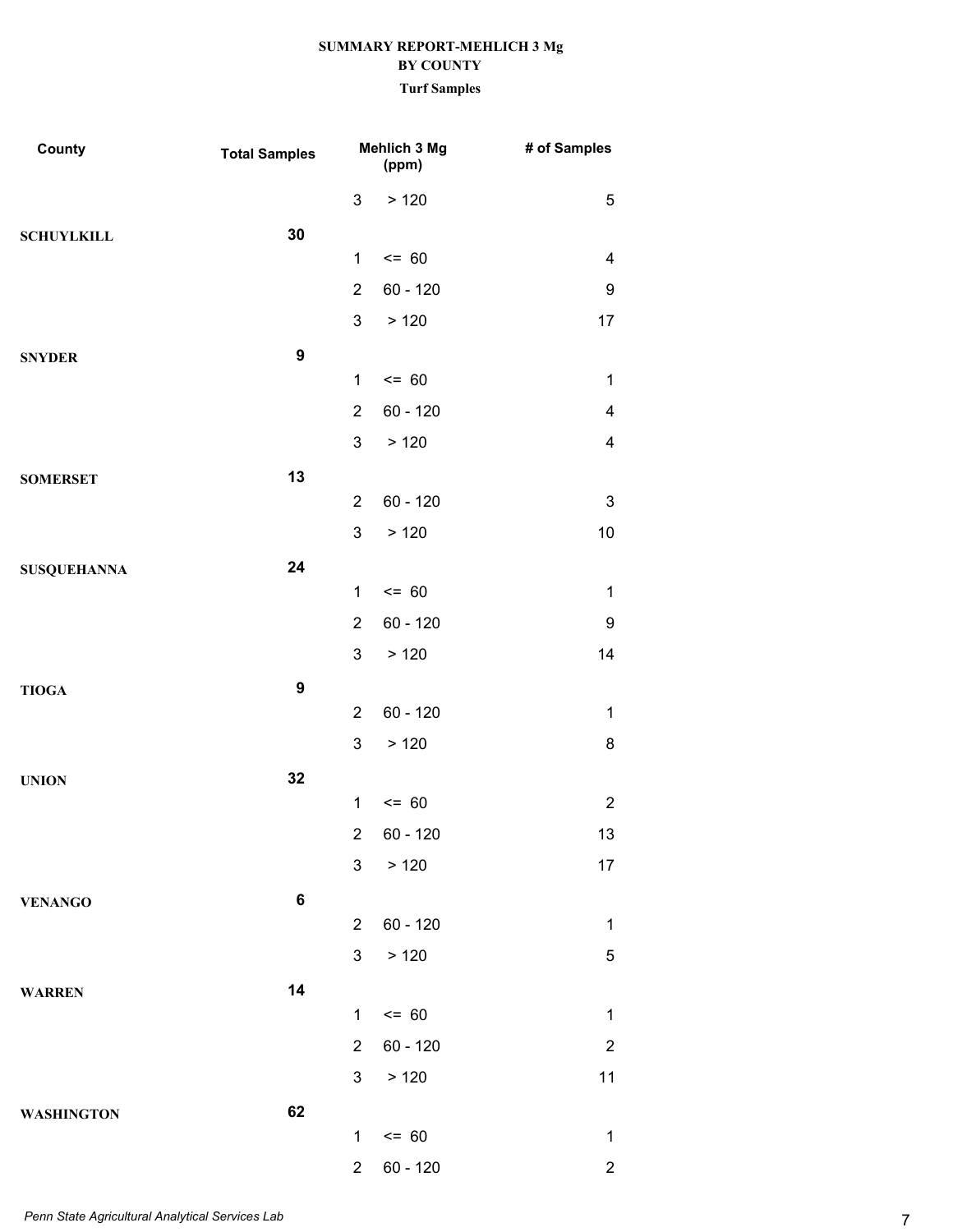**SUMMARY REPORT-MEHLICH 3 Mg**
**BY COUNTY**
**Turf Samples**

| County | Total Samples | | Mehlich 3 Mg (ppm) | # of Samples |
|---|---|---|---|---|
| | | 3 | > 120 | 5 |
| **SCHUYLKILL** | **30** | | | |
| | | 1 | <= 60 | 4 |
| | | 2 | 60 - 120 | 9 |
| | | 3 | > 120 | 17 |
| **SNYDER** | **9** | | | |
| | | 1 | <= 60 | 1 |
| | | 2 | 60 - 120 | 4 |
| | | 3 | > 120 | 4 |
| **SOMERSET** | **13** | | | |
| | | 2 | 60 - 120 | 3 |
| | | 3 | > 120 | 10 |
| **SUSQUEHANNA** | **24** | | | |
| | | 1 | <= 60 | 1 |
| | | 2 | 60 - 120 | 9 |
| | | 3 | > 120 | 14 |
| **TIOGA** | **9** | | | |
| | | 2 | 60 - 120 | 1 |
| | | 3 | > 120 | 8 |
| **UNION** | **32** | | | |
| | | 1 | <= 60 | 2 |
| | | 2 | 60 - 120 | 13 |
| | | 3 | > 120 | 17 |
| **VENANGO** | **6** | | | |
| | | 2 | 60 - 120 | 1 |
| | | 3 | > 120 | 5 |
| **WARREN** | **14** | | | |
| | | 1 | <= 60 | 1 |
| | | 2 | 60 - 120 | 2 |
| | | 3 | > 120 | 11 |
| **WASHINGTON** | **62** | | | |
| | | 1 | <= 60 | 1 |
| | | 2 | 60 - 120 | 2 |

*Penn State Agricultural Analytical Services Lab*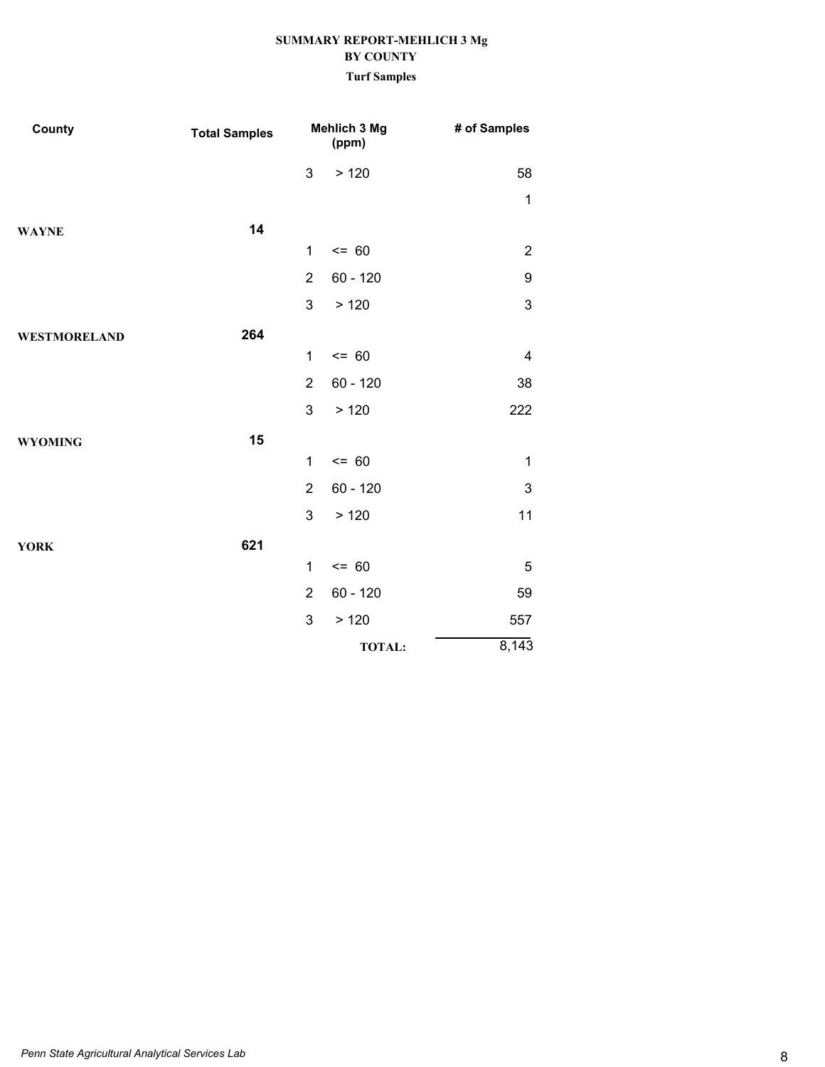**SUMMARY REPORT-MEHLICH 3 Mg**
**BY COUNTY**
**Turf Samples**

| County | Total Samples | Mehlich 3 Mg (ppm) | | # of Samples |
|---|---|---|---|---|
| | | 3 | > 120 | 58 |
| | | | | 1 |
| **WAYNE** | **14** | | | |
| | | 1 | <= 60 | 2 |
| | | 2 | 60 - 120 | 9 |
| | | 3 | > 120 | 3 |
| **WESTMORELAND** | **264** | | | |
| | | 1 | <= 60 | 4 |
| | | 2 | 60 - 120 | 38 |
| | | 3 | > 120 | 222 |
| **WYOMING** | **15** | | | |
| | | 1 | <= 60 | 1 |
| | | 2 | 60 - 120 | 3 |
| | | 3 | > 120 | 11 |
| **YORK** | **621** | | | |
| | | 1 | <= 60 | 5 |
| | | 2 | 60 - 120 | 59 |
| | | 3 | > 120 | 557 |
| | | | **TOTAL:** | 8,143 |

*Penn State Agricultural Analytical Services Lab*